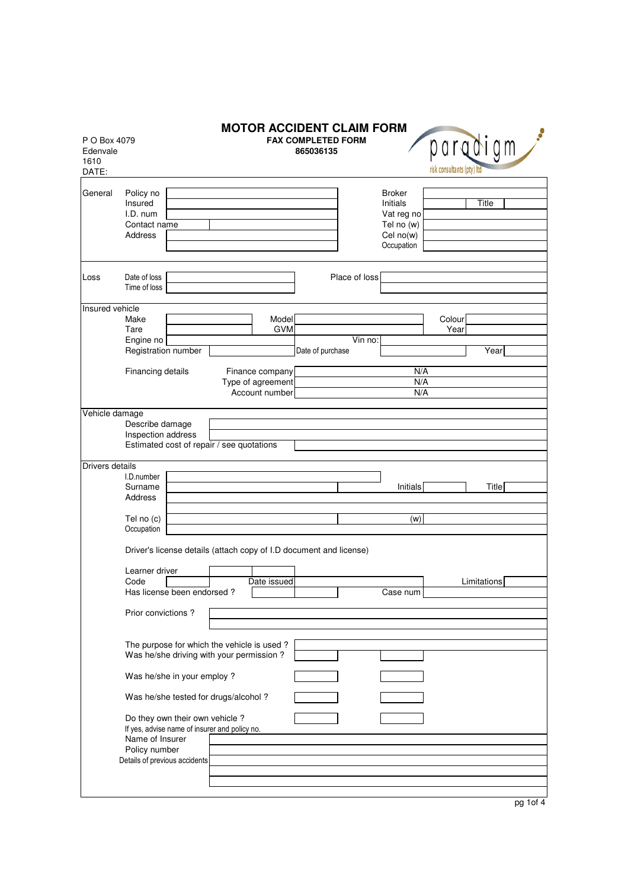# MOTOR ACCIDENT CLAIM FORM

**FAX COMPLETED FORM**
**865036135**

paradigm
risk consultants (pty) ltd

P O Box 4079
Edenvale
1610
DATE:

## General

| | | | |
|---|---|---|---|
| Policy no | | Broker | |
| Insured | | Initials | Title |
| I.D. num | | Vat reg no | |
| Contact name | | Tel no (w) | |
| Address | | Cel no(w) | |
| | | Occupation | |

## Loss

| | | | |
|---|---|---|---|
| Date of loss | | Place of loss | |
| Time of loss | | | |

## Insured vehicle

| | | | | | |
|---|---|---|---|---|---|
| Make | | Model | | Colour | |
| Tare | | GVM | | Year | |
| Engine no | | Vin no: | | | |
| Registration number | | Date of purchase | | Year | |

Financing details

| | |
|---|---|
| Finance company | N/A |
| Type of agreement | N/A |
| Account number | N/A |

## Vehicle damage

| | |
|---|---|
| Describe damage | |
| Inspection address | |
| Estimated cost of repair / see quotations | |

## Drivers details

| | | | | | |
|---|---|---|---|---|---|
| I.D.number | | | | | |
| Surname | | Initials | | Title | |
| Address | | | | | |
| Tel no (c) | | (w) | | | |
| Occupation | | | | | |

Driver's license details (attach copy of I.D document and license)

| | | | | | |
|---|---|---|---|---|---|
| Learner driver | | | | | |
| Code | | Date issued | | Limitations | |
| Has license been endorsed ? | | Case num | | | |

Prior convictions ?

The purpose for which the vehicle is used ?

Was he/she driving with your permission ?

Was he/she in your employ ?

Was he/she tested for drugs/alcohol ?

Do they own their own vehicle ?

If yes, advise name of insurer and policy no.

| | |
|---|---|
| Name of Insurer | |
| Policy number | |
| Details of previous accidents | |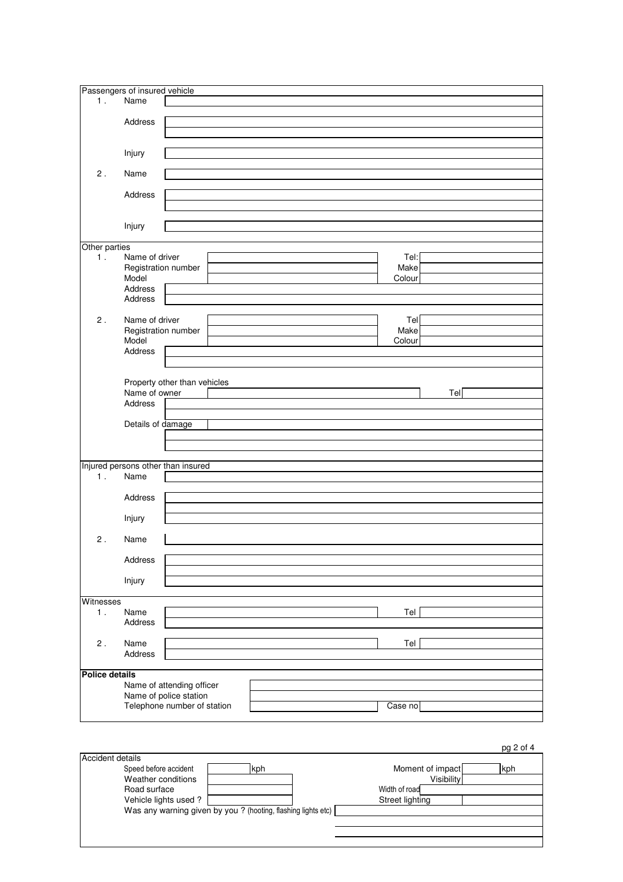## Passengers of insured vehicle

1. Name

   Address

   Injury

2. Name

   Address

   Injury

## Other parties

1. Name of driver | Tel:
   Registration number | Make
   Model | Colour
   Address
   Address

2. Name of driver | Tel
   Registration number | Make
   Model | Colour
   Address

   Property other than vehicles
   Name of owner | Tel
   Address

   Details of damage

## Injured persons other than insured

1. Name

   Address

   Injury

2. Name

   Address

   Injury

## Witnesses

1. Name | Tel
   Address

2. Name | Tel
   Address

## **Police details**

Name of attending officer
Name of police station
Telephone number of station | Case no

## Accident details

| | | | |
|---|---|---|---|
| Speed before accident | kph | Moment of impact | kph |
| Weather conditions | | Visibility | |
| Road surface | | Width of road | |
| Vehicle lights used ? | | Street lighting | |

Was any warning given by you ? (hooting, flashing lights etc)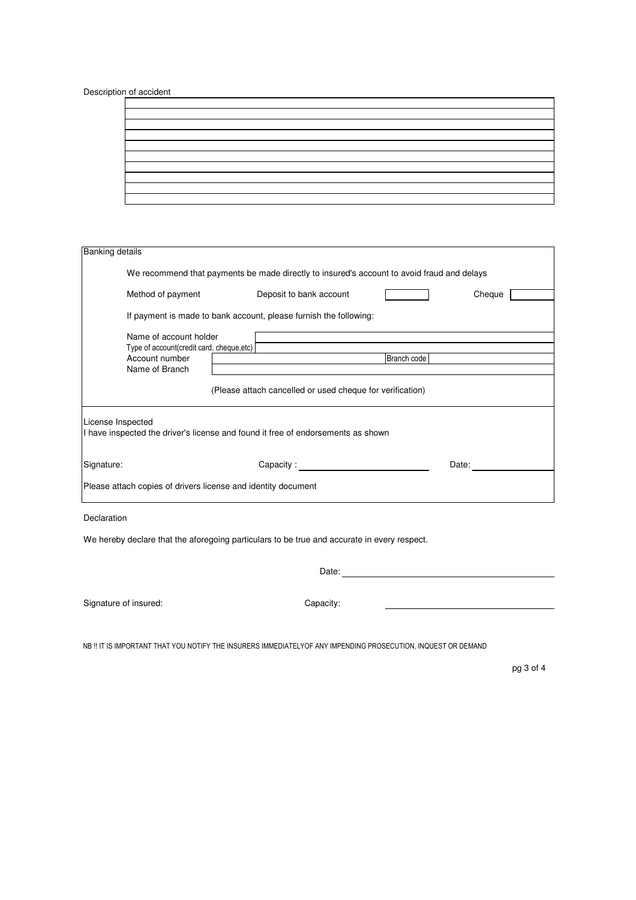Description of accident

| |
|---|
| |
| |
| |
| |
| |
| |
| |
| |
| |

## Banking details

We recommend that payments be made directly to insured's account to avoid fraud and delays

Method of payment &nbsp;&nbsp;&nbsp; Deposit to bank account [ ] &nbsp;&nbsp;&nbsp; Cheque [ ]

If payment is made to bank account, please furnish the following:

| | | | |
|---|---|---|---|
| Name of account holder | | | |
| Type of account(credit card, cheque,etc) | | | |
| Account number | | Branch code | |
| Name of Branch | | | |

(Please attach cancelled or used cheque for verification)

## License Inspected

I have inspected the driver's license and found it free of endorsements as shown

Signature: &nbsp;&nbsp;&nbsp; Capacity : ____________________ &nbsp;&nbsp;&nbsp; Date: ____________

Please attach copies of drivers license and identity document

## Declaration

We hereby declare that the aforegoing particulars to be true and accurate in every respect.

Date: ______________________________

Signature of insured: &nbsp;&nbsp;&nbsp; Capacity: ______________________________

NB !! IT IS IMPORTANT THAT YOU NOTIFY THE INSURERS IMMEDIATELYOF ANY IMPENDING PROSECUTION, INQUEST OR DEMAND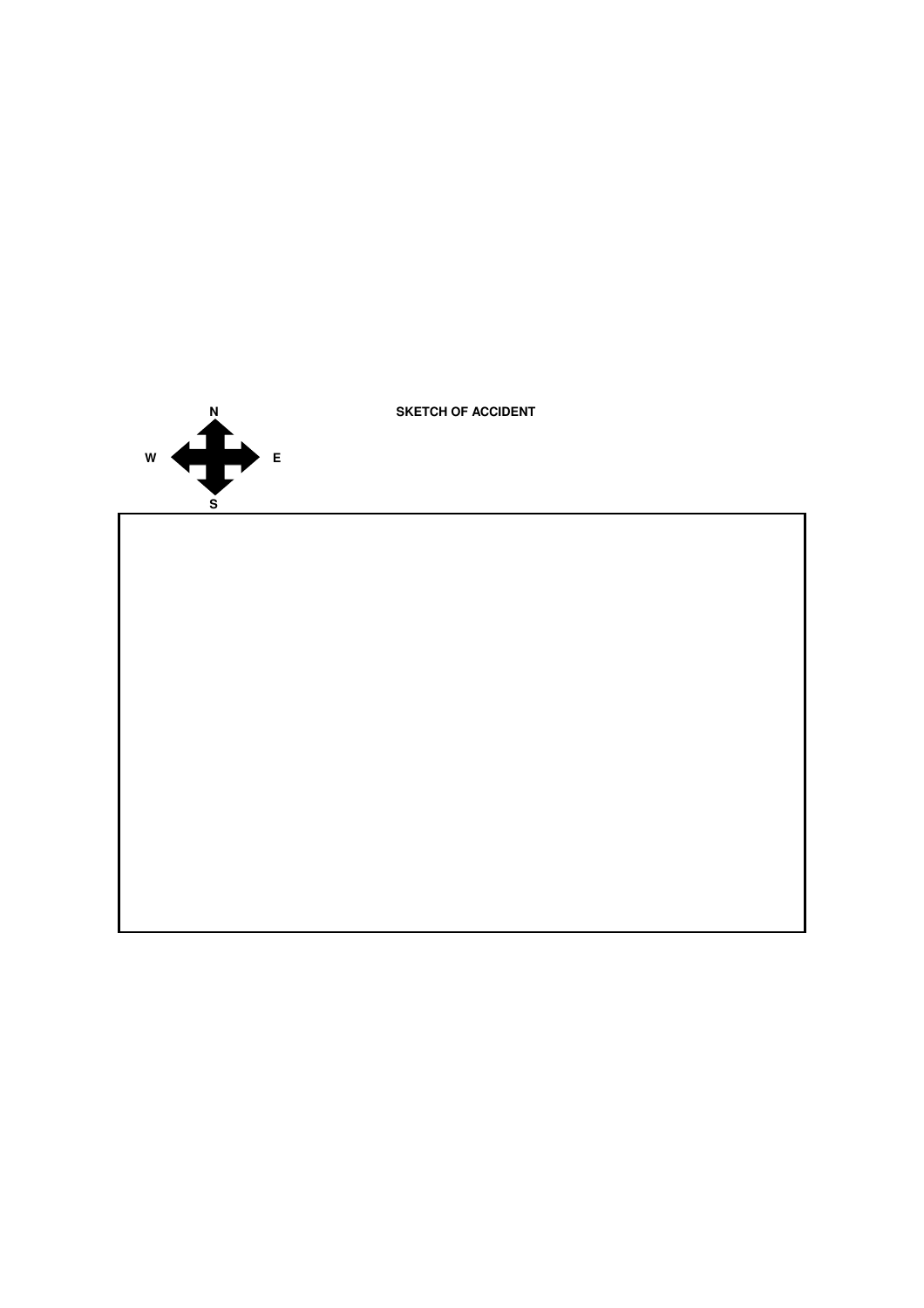N

W E

S

**SKETCH OF ACCIDENT**